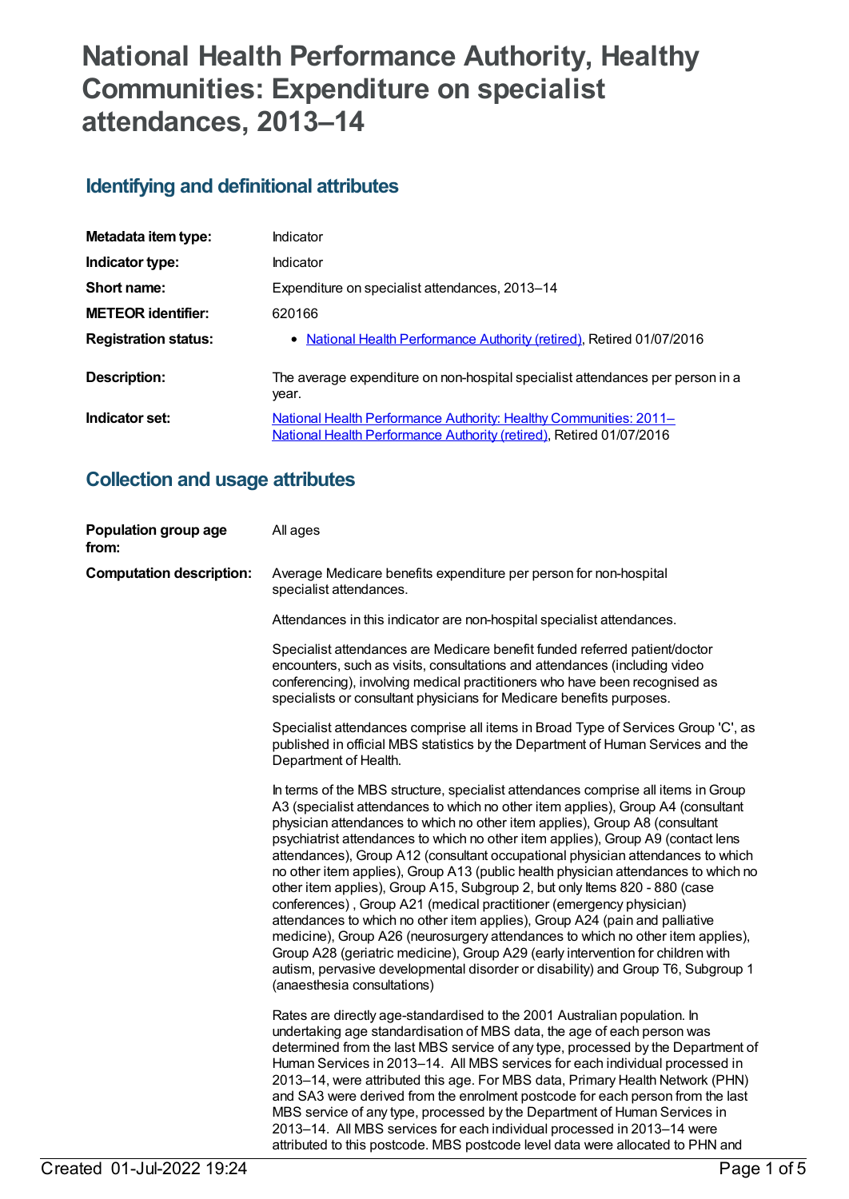# National Health Performance Authority, Healthy Communities: Expenditure on specialist attendances, 2013–14

## Identifying and definitional attributes

| | |
|---|---|
| **Metadata item type:** | Indicator |
| **Indicator type:** | Indicator |
| **Short name:** | Expenditure on specialist attendances, 2013–14 |
| **METEOR identifier:** | 620166 |
| **Registration status:** | • National Health Performance Authority (retired), Retired 01/07/2016 |
| **Description:** | The average expenditure on non-hospital specialist attendances per person in a year. |
| **Indicator set:** | National Health Performance Authority: Healthy Communities: 2011– National Health Performance Authority (retired), Retired 01/07/2016 |

## Collection and usage attributes

**Population group age from:** All ages

**Computation description:** Average Medicare benefits expenditure per person for non-hospital specialist attendances.

Attendances in this indicator are non-hospital specialist attendances.

Specialist attendances are Medicare benefit funded referred patient/doctor encounters, such as visits, consultations and attendances (including video conferencing), involving medical practitioners who have been recognised as specialists or consultant physicians for Medicare benefits purposes.

Specialist attendances comprise all items in Broad Type of Services Group 'C', as published in official MBS statistics by the Department of Human Services and the Department of Health.

In terms of the MBS structure, specialist attendances comprise all items in Group A3 (specialist attendances to which no other item applies), Group A4 (consultant physician attendances to which no other item applies), Group A8 (consultant psychiatrist attendances to which no other item applies), Group A9 (contact lens attendances), Group A12 (consultant occupational physician attendances to which no other item applies), Group A13 (public health physician attendances to which no other item applies), Group A15, Subgroup 2, but only Items 820 - 880 (case conferences) , Group A21 (medical practitioner (emergency physician) attendances to which no other item applies), Group A24 (pain and palliative medicine), Group A26 (neurosurgery attendances to which no other item applies), Group A28 (geriatric medicine), Group A29 (early intervention for children with autism, pervasive developmental disorder or disability) and Group T6, Subgroup 1 (anaesthesia consultations)

Rates are directly age-standardised to the 2001 Australian population. In undertaking age standardisation of MBS data, the age of each person was determined from the last MBS service of any type, processed by the Department of Human Services in 2013–14. All MBS services for each individual processed in 2013–14, were attributed this age. For MBS data, Primary Health Network (PHN) and SA3 were derived from the enrolment postcode for each person from the last MBS service of any type, processed by the Department of Human Services in 2013–14. All MBS services for each individual processed in 2013–14 were attributed to this postcode. MBS postcode level data were allocated to PHN and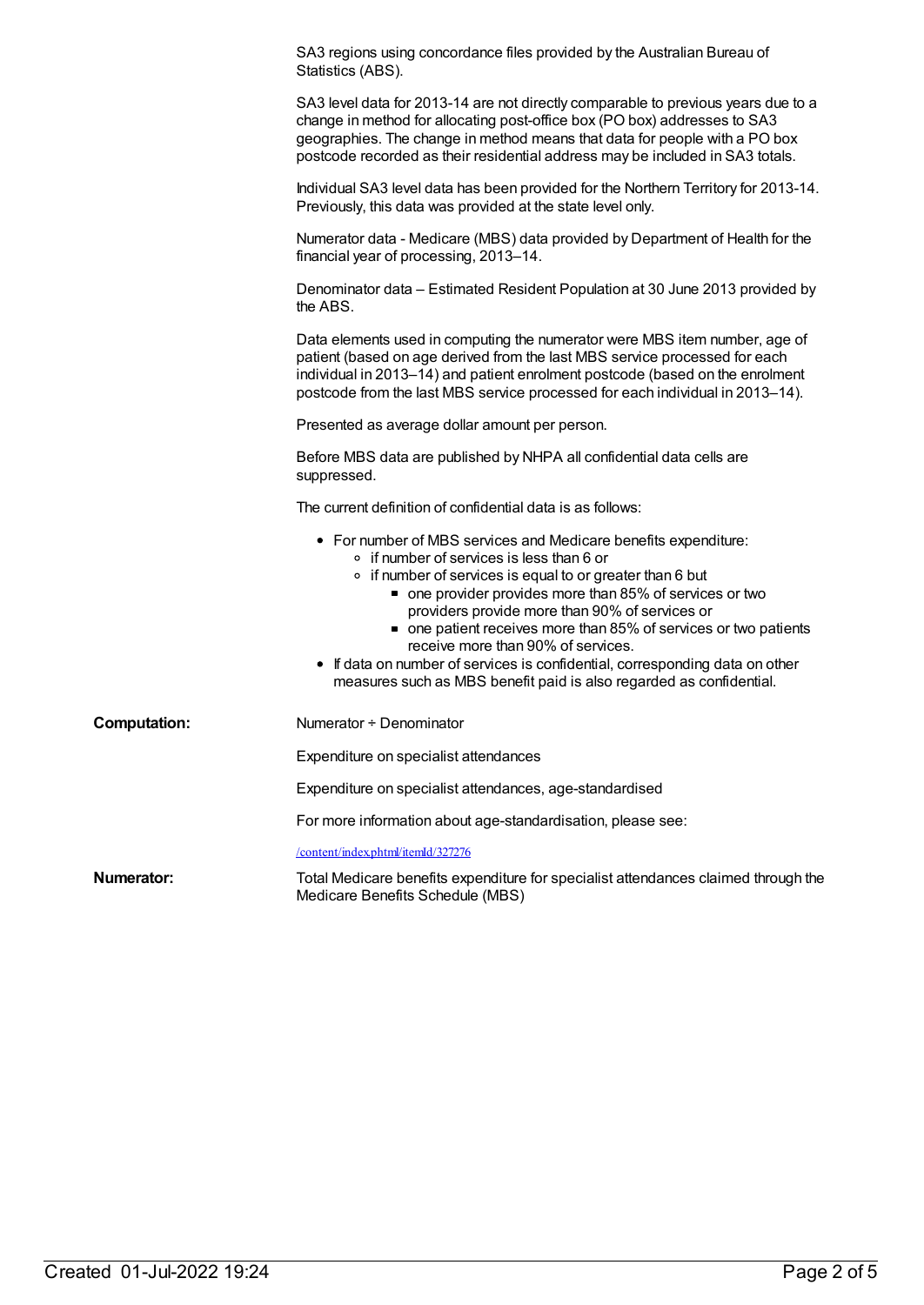SA3 regions using concordance files provided by the Australian Bureau of Statistics (ABS).

SA3 level data for 2013-14 are not directly comparable to previous years due to a change in method for allocating post-office box (PO box) addresses to SA3 geographies. The change in method means that data for people with a PO box postcode recorded as their residential address may be included in SA3 totals.

Individual SA3 level data has been provided for the Northern Territory for 2013-14. Previously, this data was provided at the state level only.

Numerator data - Medicare (MBS) data provided by Department of Health for the financial year of processing, 2013–14.

Denominator data – Estimated Resident Population at 30 June 2013 provided by the ABS.

Data elements used in computing the numerator were MBS item number, age of patient (based on age derived from the last MBS service processed for each individual in 2013–14) and patient enrolment postcode (based on the enrolment postcode from the last MBS service processed for each individual in 2013–14).

Presented as average dollar amount per person.

Before MBS data are published by NHPA all confidential data cells are suppressed.

The current definition of confidential data is as follows:

- For number of MBS services and Medicare benefits expenditure:
  - if number of services is less than 6 or
  - if number of services is equal to or greater than 6 but
    - one provider provides more than 85% of services or two providers provide more than 90% of services or
    - one patient receives more than 85% of services or two patients receive more than 90% of services.
- If data on number of services is confidential, corresponding data on other measures such as MBS benefit paid is also regarded as confidential.

**Computation:**

Numerator ÷ Denominator

Expenditure on specialist attendances

Expenditure on specialist attendances, age-standardised

For more information about age-standardisation, please see:

/content/index.phtml/itemId/327276

**Numerator:**

Total Medicare benefits expenditure for specialist attendances claimed through the Medicare Benefits Schedule (MBS)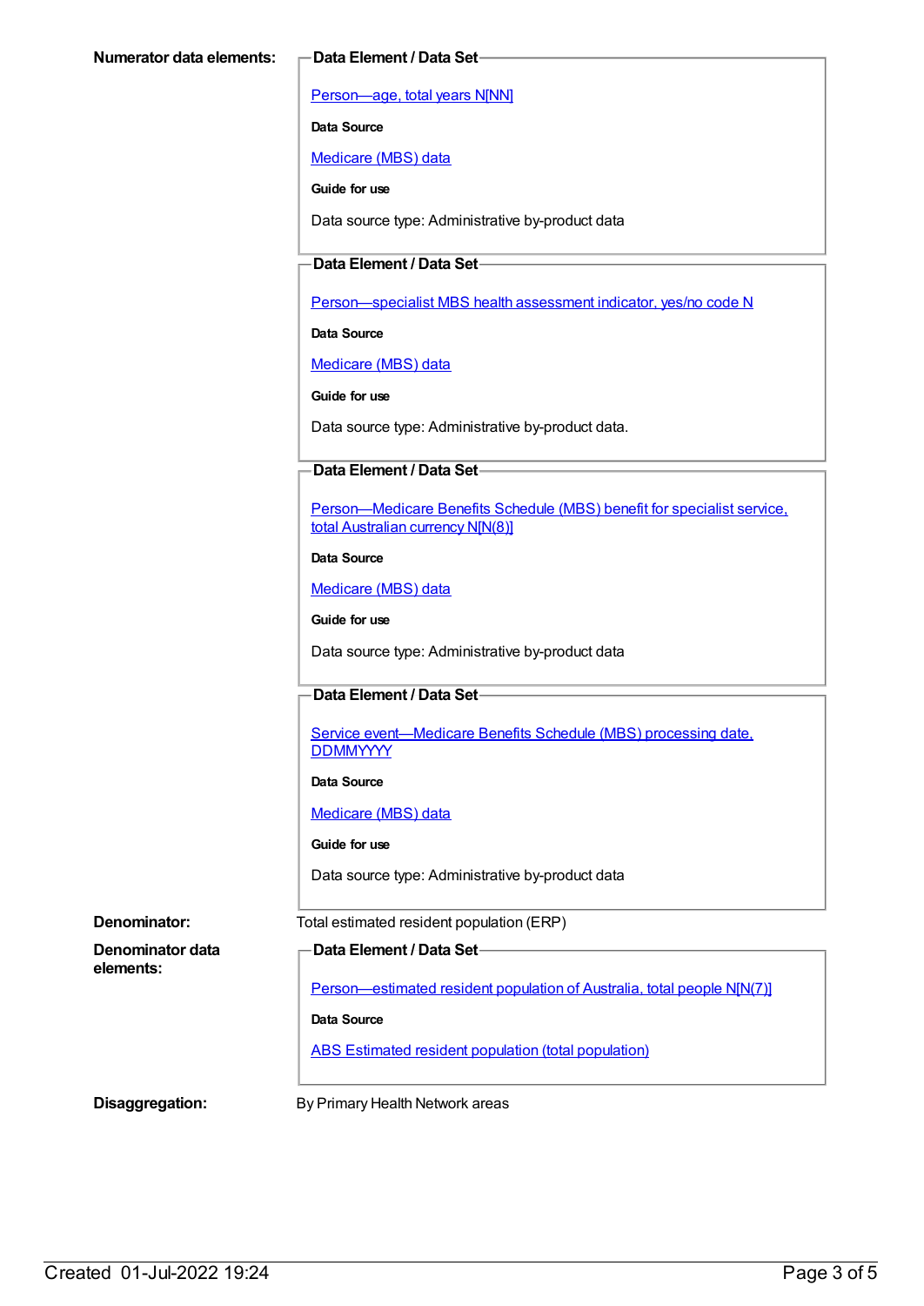**Numerator data elements:**

**Data Element / Data Set**

Person—age, total years N[NN]

**Data Source**

Medicare (MBS) data

**Guide for use**

Data source type: Administrative by-product data

**Data Element / Data Set**

Person—specialist MBS health assessment indicator, yes/no code N

**Data Source**

Medicare (MBS) data

**Guide for use**

Data source type: Administrative by-product data.

**Data Element / Data Set**

Person—Medicare Benefits Schedule (MBS) benefit for specialist service, total Australian currency N[N(8)]

**Data Source**

Medicare (MBS) data

**Guide for use**

Data source type: Administrative by-product data

**Data Element / Data Set**

Service event—Medicare Benefits Schedule (MBS) processing date, DDMMYYYY

**Data Source**

Medicare (MBS) data

**Guide for use**

Data source type: Administrative by-product data

**Denominator:** Total estimated resident population (ERP)

**Denominator data elements:**

**Data Element / Data Set**

Person—estimated resident population of Australia, total people N[N(7)]

**Data Source**

ABS Estimated resident population (total population)

**Disaggregation:** By Primary Health Network areas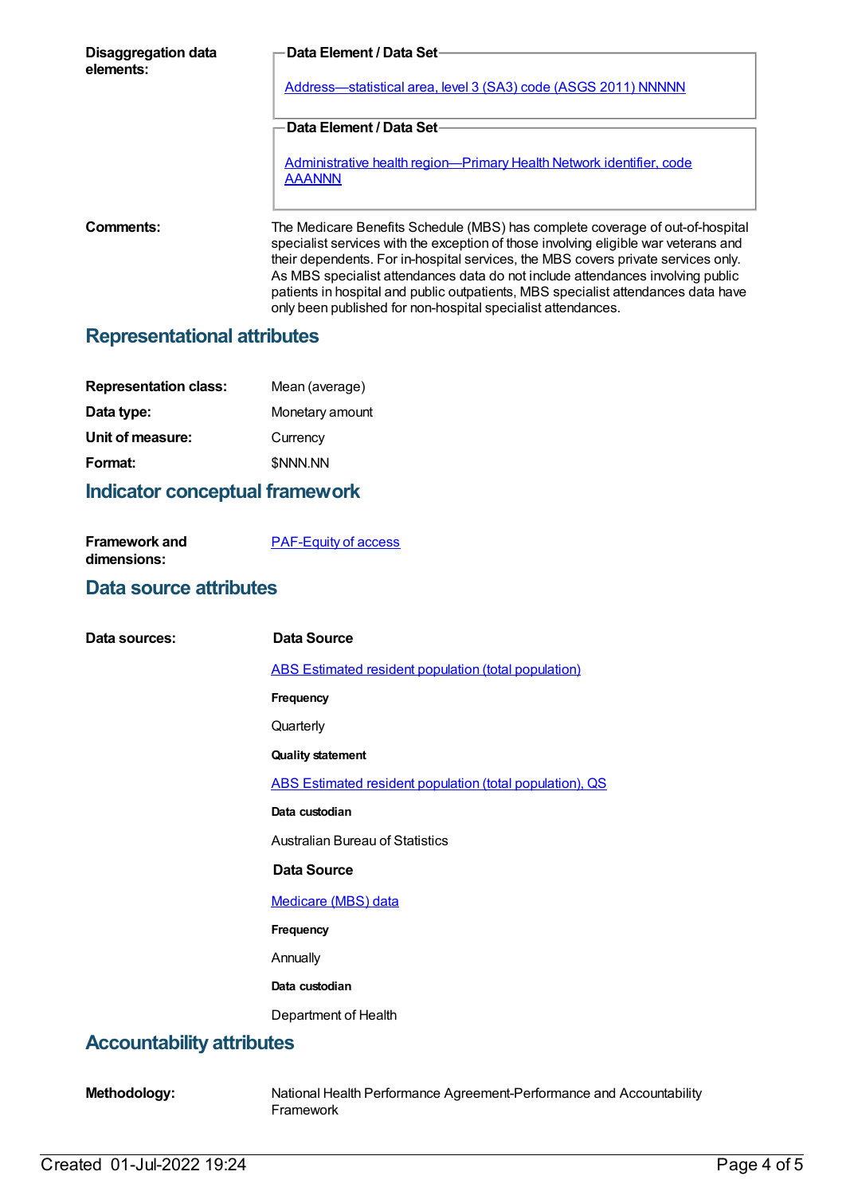**Disaggregation data elements:**

**Data Element / Data Set**

[Address—statistical area, level 3 (SA3) code (ASGS 2011) NNNNN]

**Data Element / Data Set**

[Administrative health region—Primary Health Network identifier, code AAANNN]

**Comments:**

The Medicare Benefits Schedule (MBS) has complete coverage of out-of-hospital specialist services with the exception of those involving eligible war veterans and their dependents. For in-hospital services, the MBS covers private services only. As MBS specialist attendances data do not include attendances involving public patients in hospital and public outpatients, MBS specialist attendances data have only been published for non-hospital specialist attendances.

## Representational attributes

**Representation class:** Mean (average)

**Data type:** Monetary amount

**Unit of measure:** Currency

**Format:** $NNN.NN

## Indicator conceptual framework

**Framework and dimensions:** [PAF-Equity of access]

## Data source attributes

**Data sources:**

**Data Source**

[ABS Estimated resident population (total population)]

**Frequency**

Quarterly

**Quality statement**

[ABS Estimated resident population (total population), QS]

**Data custodian**

Australian Bureau of Statistics

**Data Source**

[Medicare (MBS) data]

**Frequency**

Annually

**Data custodian**

Department of Health

## Accountability attributes

**Methodology:** National Health Performance Agreement-Performance and Accountability Framework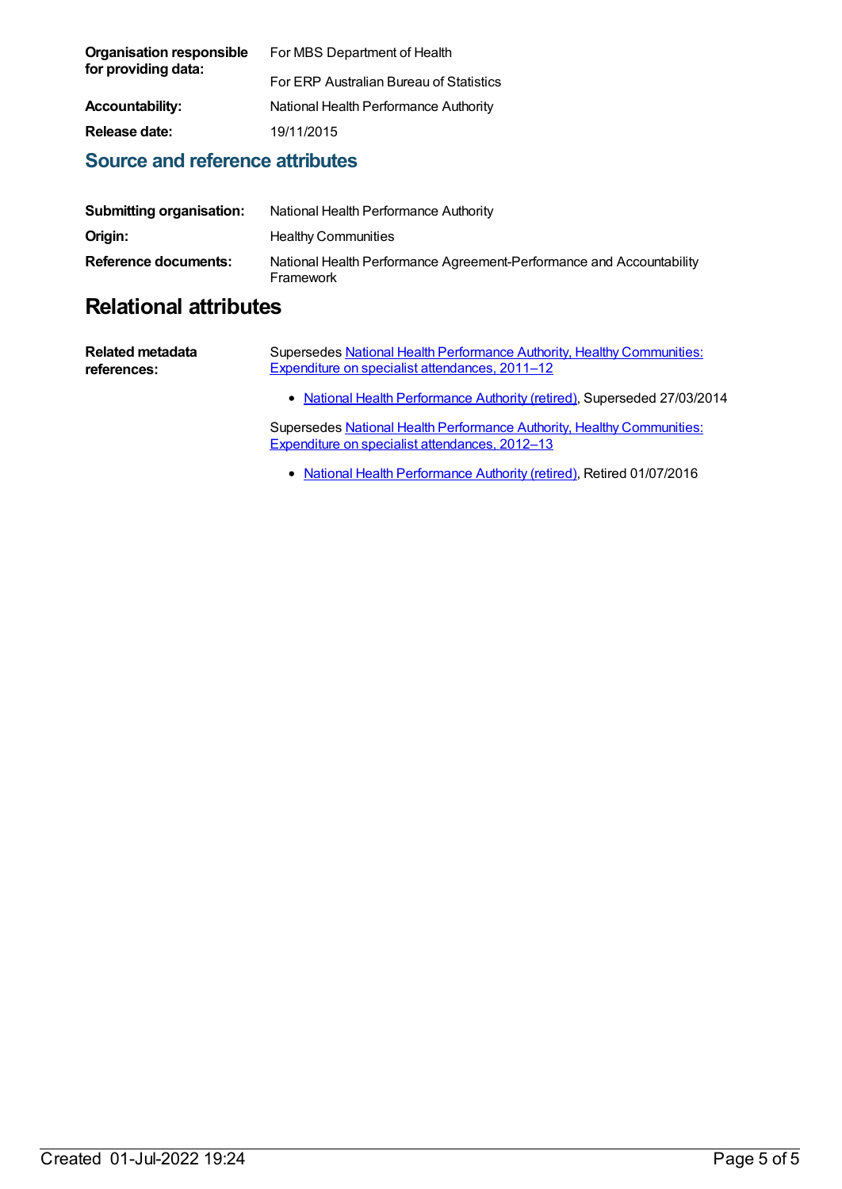**Organisation responsible for providing data:** For MBS Department of Health

For ERP Australian Bureau of Statistics

**Accountability:** National Health Performance Authority

**Release date:** 19/11/2015

## Source and reference attributes

**Submitting organisation:** National Health Performance Authority

**Origin:** Healthy Communities

**Reference documents:** National Health Performance Agreement-Performance and Accountability Framework

# Relational attributes

**Related metadata references:**

Supersedes National Health Performance Authority, Healthy Communities: Expenditure on specialist attendances, 2011–12

- National Health Performance Authority (retired), Superseded 27/03/2014

Supersedes National Health Performance Authority, Healthy Communities: Expenditure on specialist attendances, 2012–13

- National Health Performance Authority (retired), Retired 01/07/2016